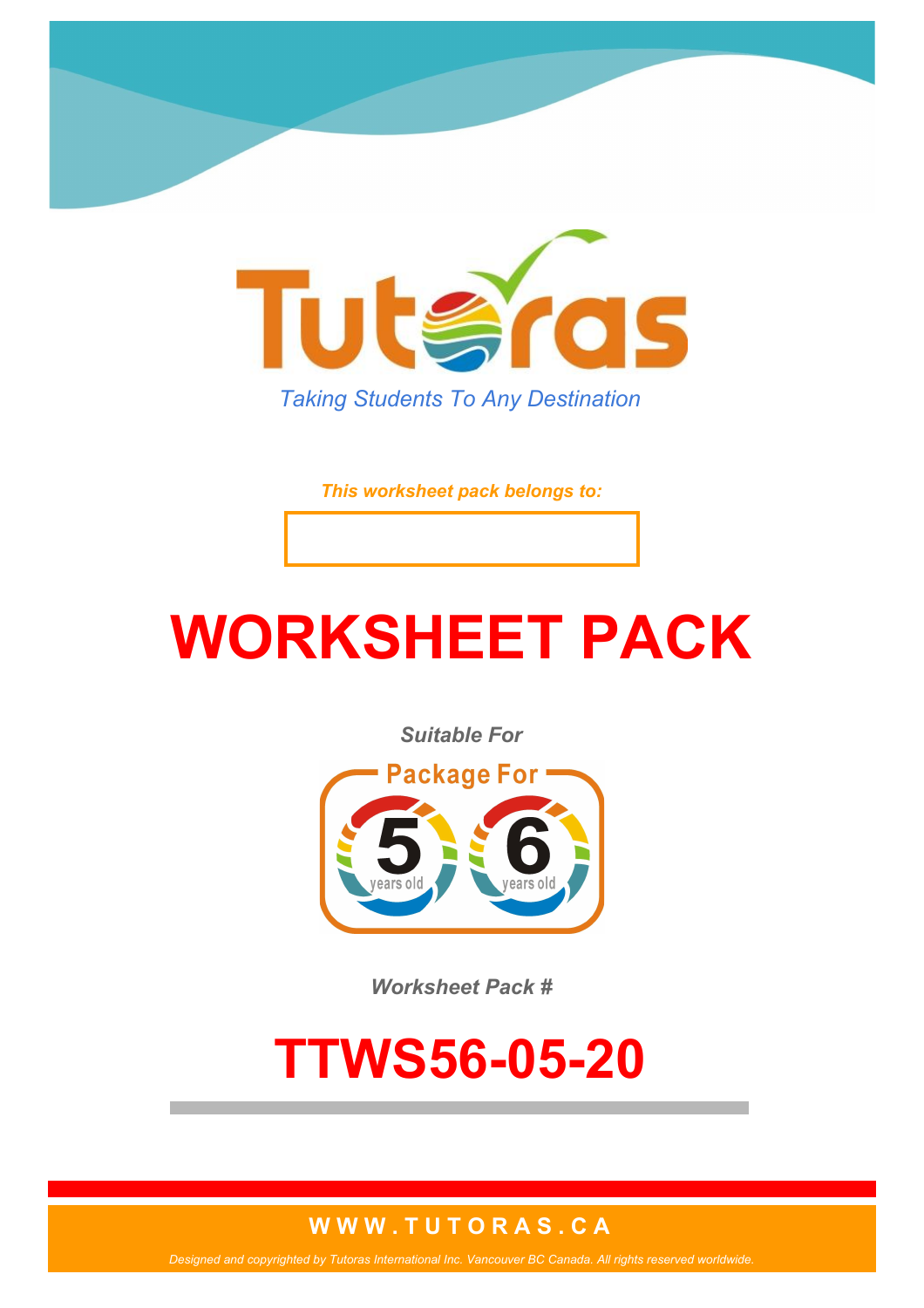Tutoras

*Taking Students To Any Destination*

***This worksheet pack belongs to:***

# WORKSHEET PACK

***Suitable For***

Package For 5 years old 6 years old

***Worksheet Pack #***

# TTWS56-05-20

**WWW.TUTORAS.CA**

*Designed and copyrighted by Tutoras International Inc. Vancouver BC Canada. All rights reserved worldwide.*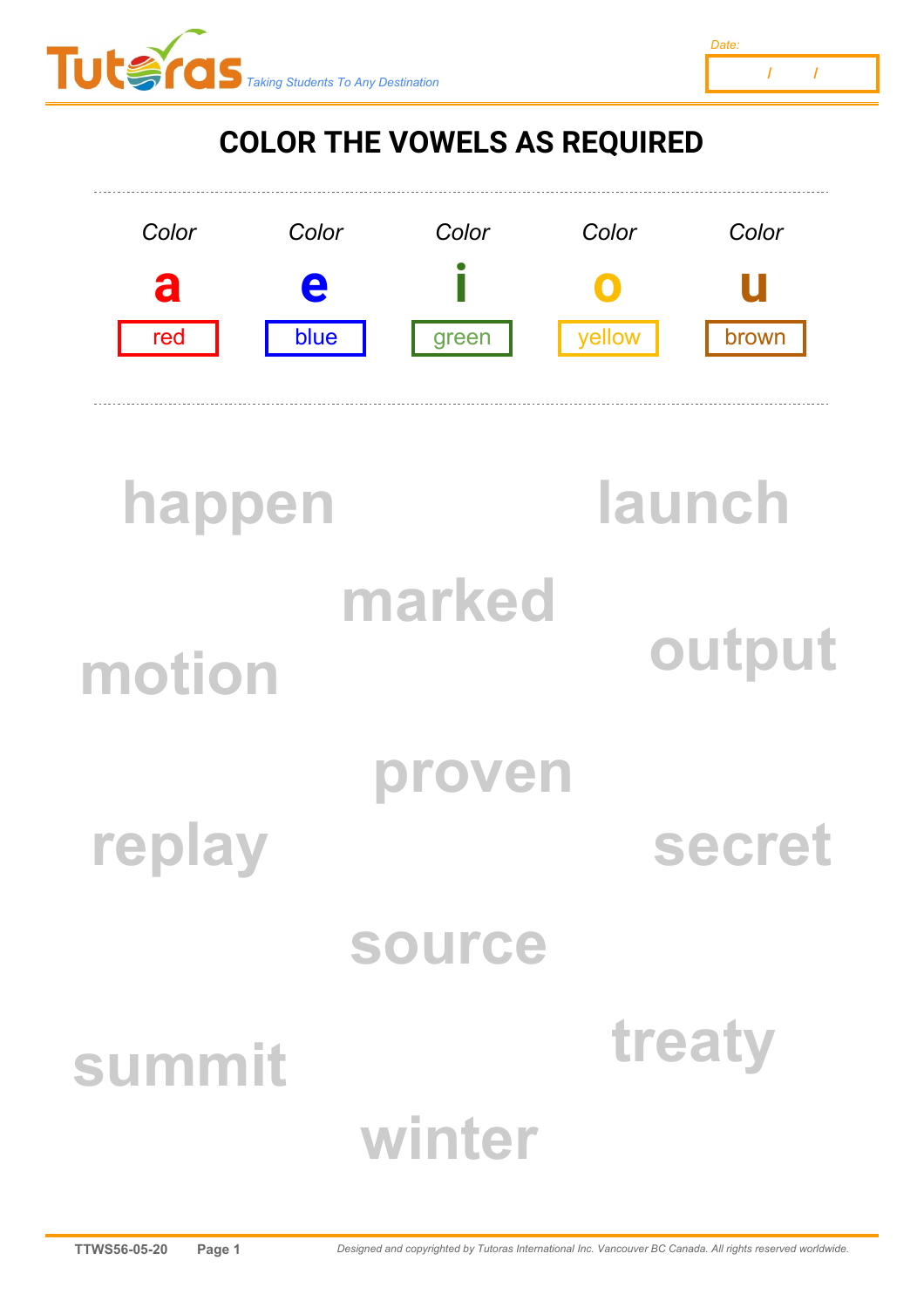Date: / /

# COLOR THE VOWELS AS REQUIRED

| *Color* | *Color* | *Color* | *Color* | *Color* |
|---|---|---|---|---|
| **a** | **e** | **i** | **o** | **u** |
| red | blue | green | yellow | brown |

happen

launch

marked

motion

output

proven

replay

secret

source

summit

treaty

winter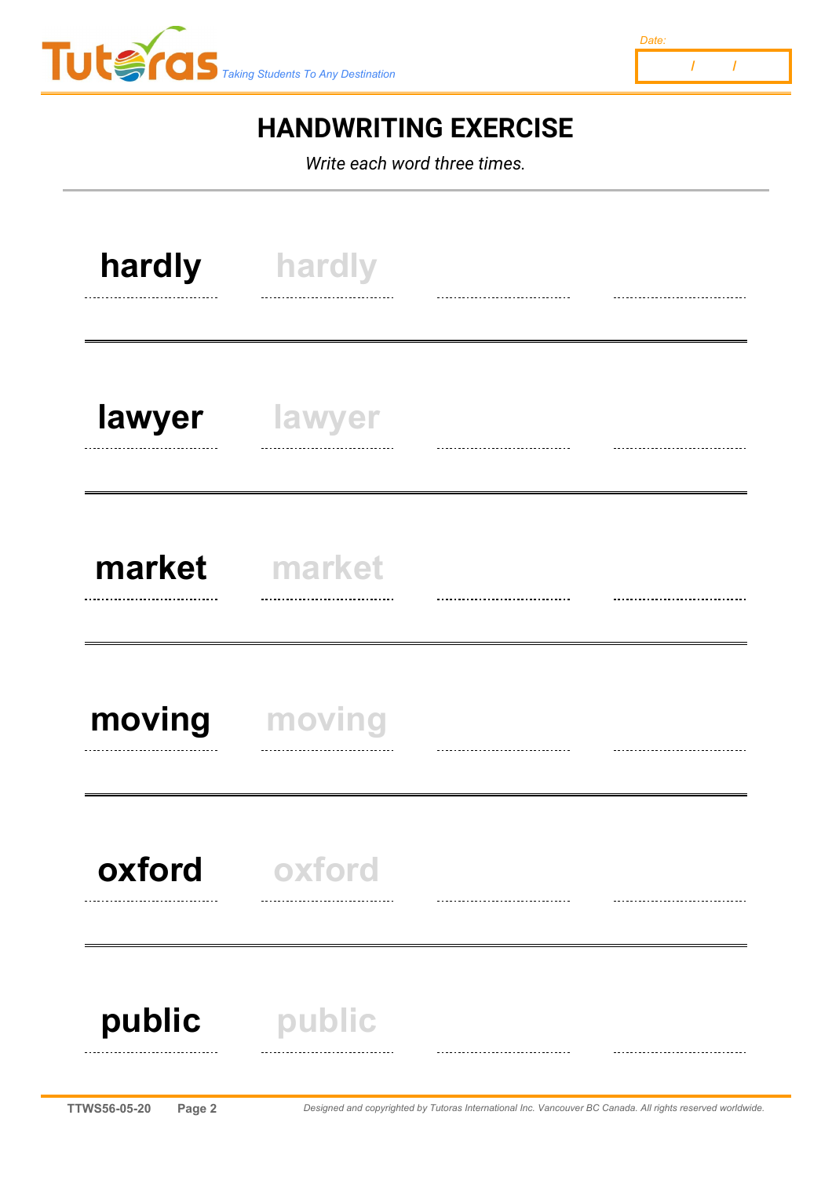# HANDWRITING EXERCISE

*Write each word three times.*

| | | | |
|---|---|---|---|
| **hardly** | hardly | | |
| **lawyer** | lawyer | | |
| **market** | market | | |
| **moving** | moving | | |
| **oxford** | oxford | | |
| **public** | public | | |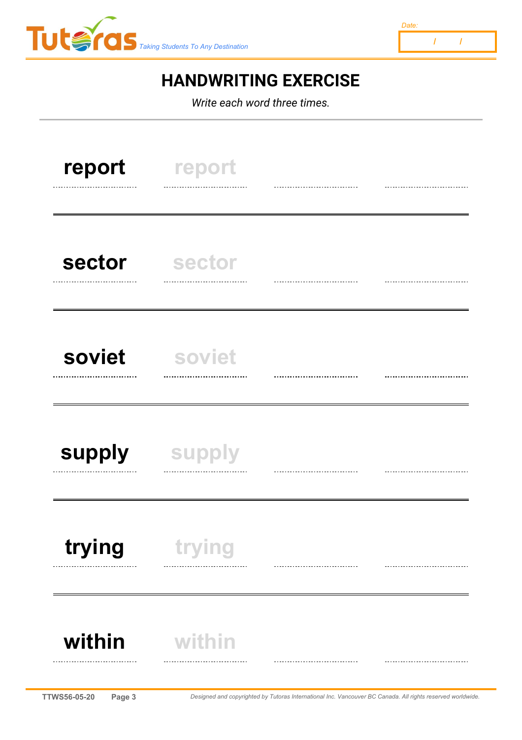# HANDWRITING EXERCISE

*Write each word three times.*

| | | | |
|---|---|---|---|
| **report** | report | | |
| **sector** | sector | | |
| **soviet** | soviet | | |
| **supply** | supply | | |
| **trying** | trying | | |
| **within** | within | | |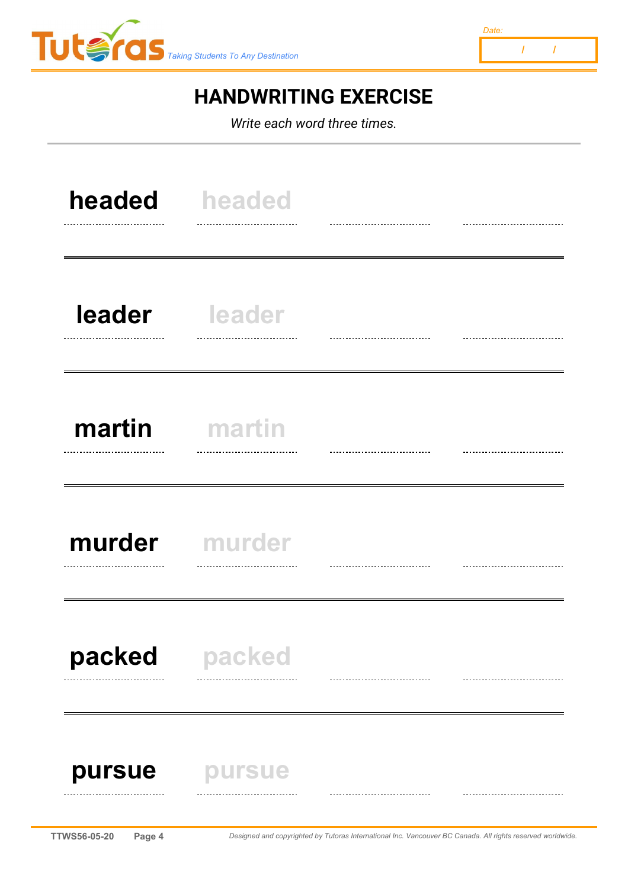Date: / /

# HANDWRITING EXERCISE

*Write each word three times.*

**headed** headed

**leader** leader

**martin** martin

**murder** murder

**packed** packed

**pursue** pursue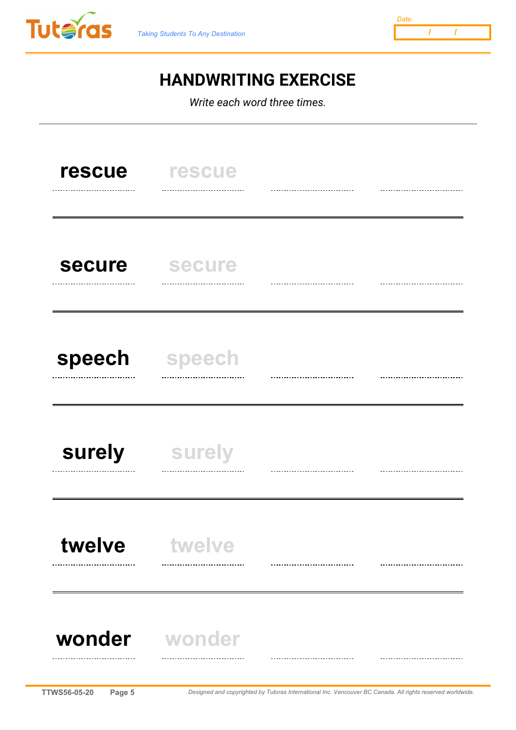# HANDWRITING EXERCISE

*Write each word three times.*

---

**rescue** rescue

**secure** secure

**speech** speech

**surely** surely

**twelve** twelve

**wonder** wonder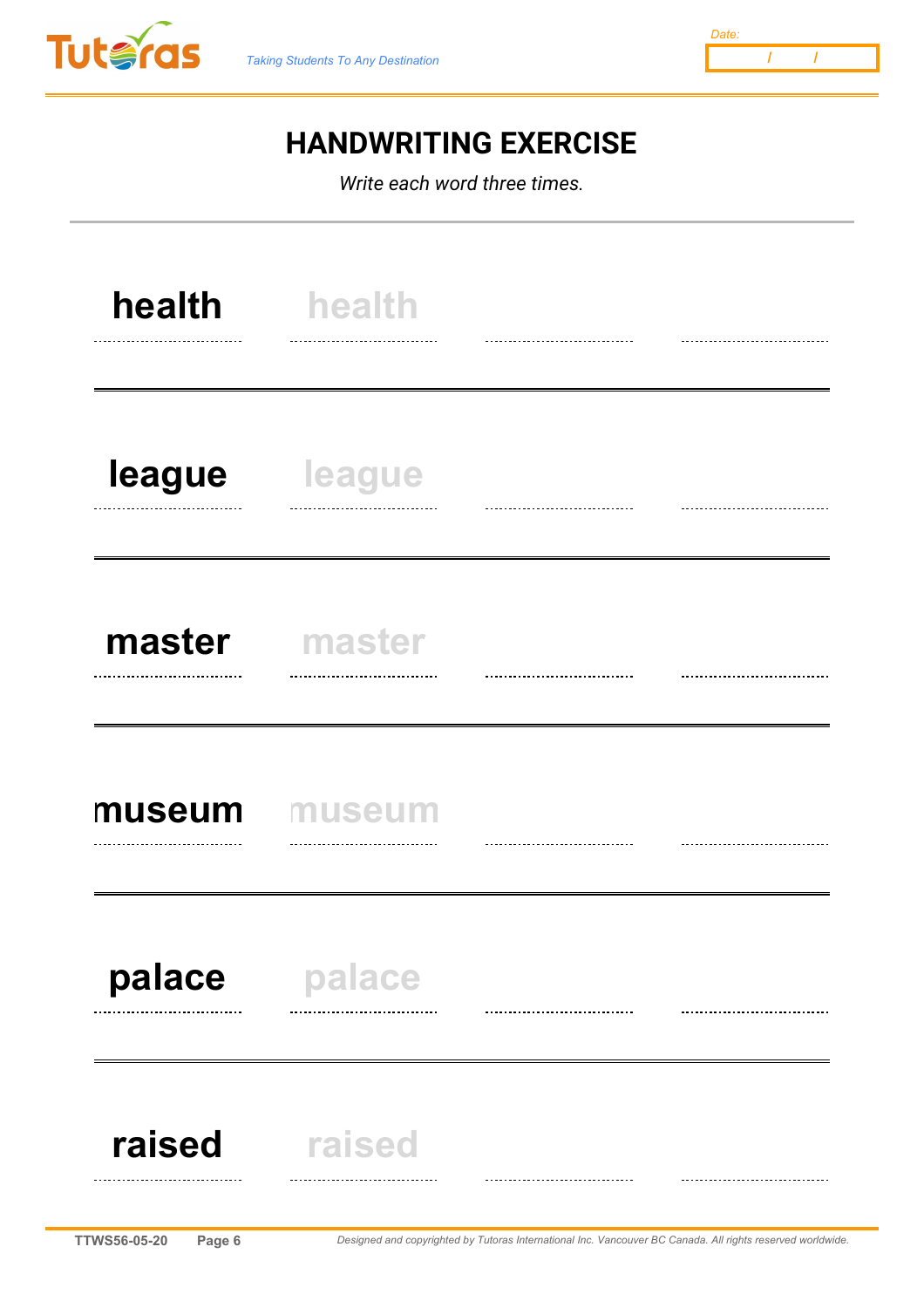Date: / /

# HANDWRITING EXERCISE

*Write each word three times.*

**health** health

**league** league

**master** master

**museum** museum

**palace** palace

**raised** raised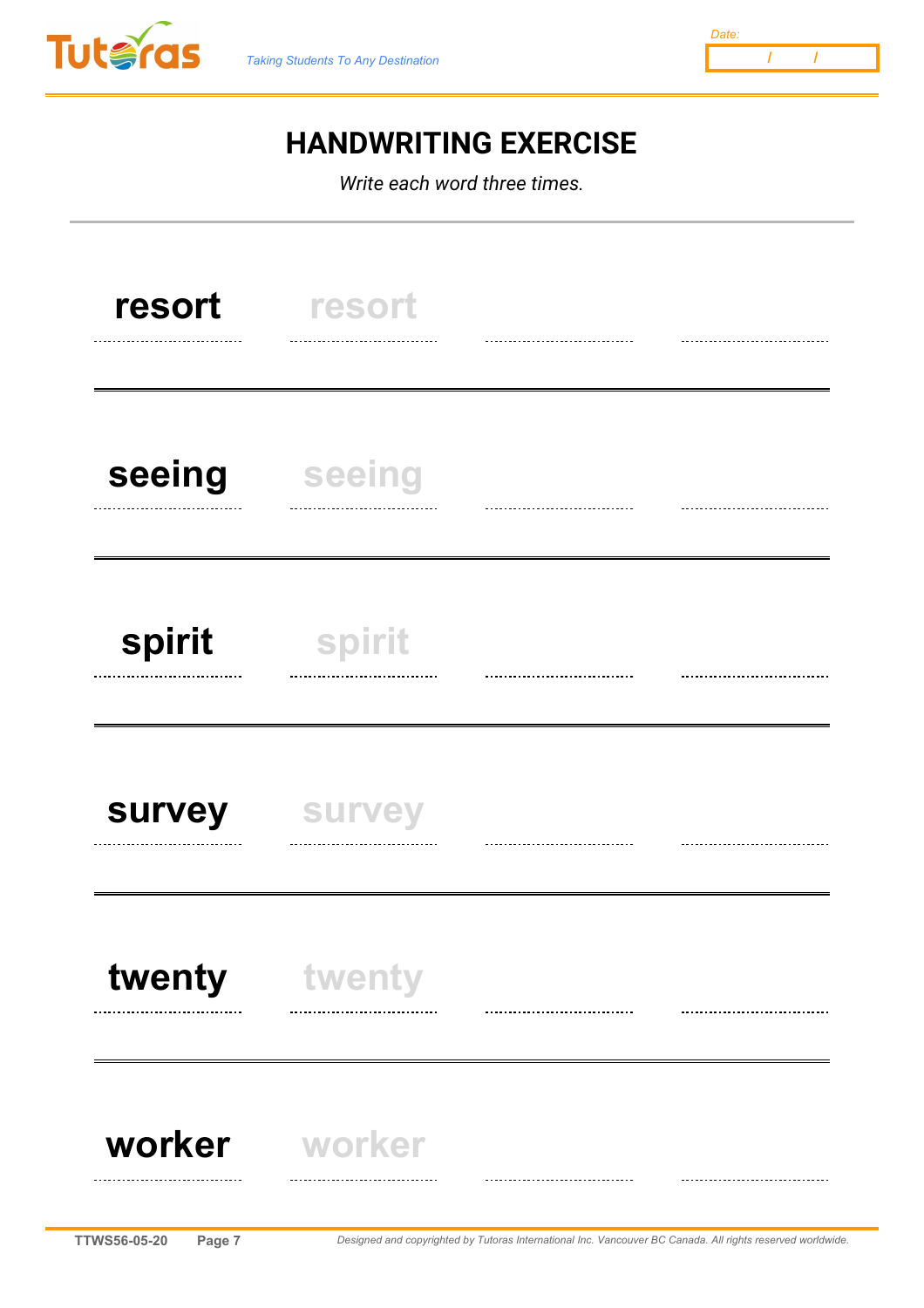# HANDWRITING EXERCISE

*Write each word three times.*

| | | | |
|---|---|---|---|
| **resort** | resort | | |
| **seeing** | seeing | | |
| **spirit** | spirit | | |
| **survey** | survey | | |
| **twenty** | twenty | | |
| **worker** | worker | | |